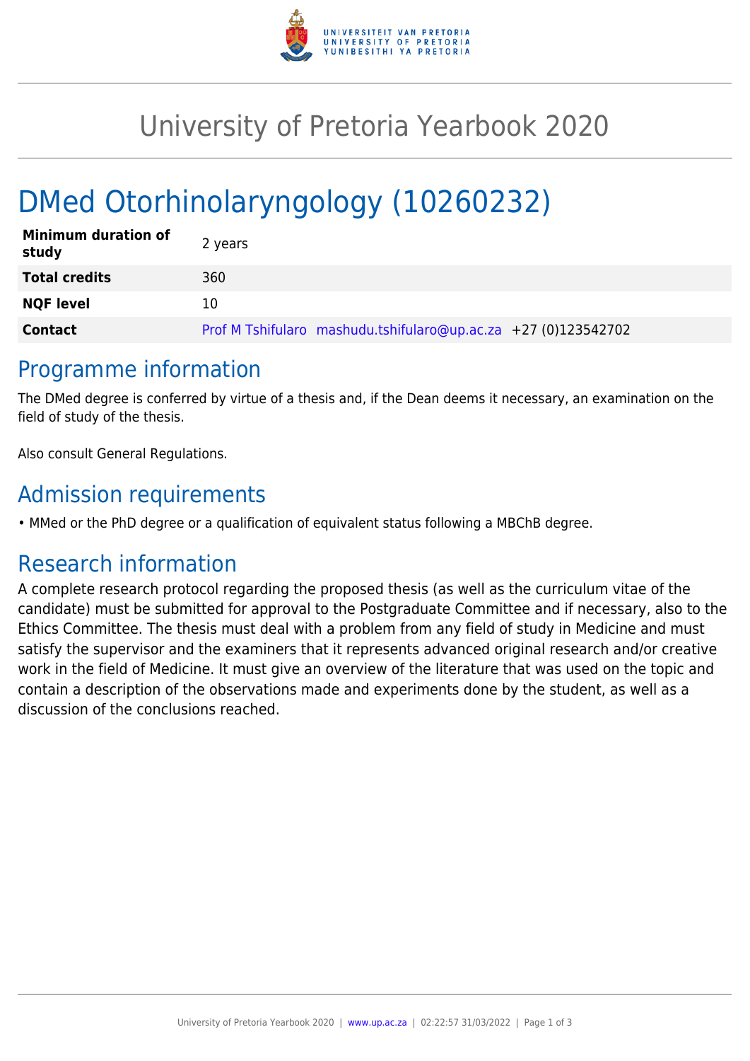# University of Pretoria Yearbook 2020

## DMed Otorhinolaryngology (10260232)

| | |
|---|---|
| **Minimum duration of study** | 2 years |
| **Total credits** | 360 |
| **NQF level** | 10 |
| **Contact** | Prof M Tshifularo mashudu.tshifularo@up.ac.za +27 (0)123542702 |

## Programme information

The DMed degree is conferred by virtue of a thesis and, if the Dean deems it necessary, an examination on the field of study of the thesis.

Also consult General Regulations.

## Admission requirements

- MMed or the PhD degree or a qualification of equivalent status following a MBChB degree.

## Research information

A complete research protocol regarding the proposed thesis (as well as the curriculum vitae of the candidate) must be submitted for approval to the Postgraduate Committee and if necessary, also to the Ethics Committee. The thesis must deal with a problem from any field of study in Medicine and must satisfy the supervisor and the examiners that it represents advanced original research and/or creative work in the field of Medicine. It must give an overview of the literature that was used on the topic and contain a description of the observations made and experiments done by the student, as well as a discussion of the conclusions reached.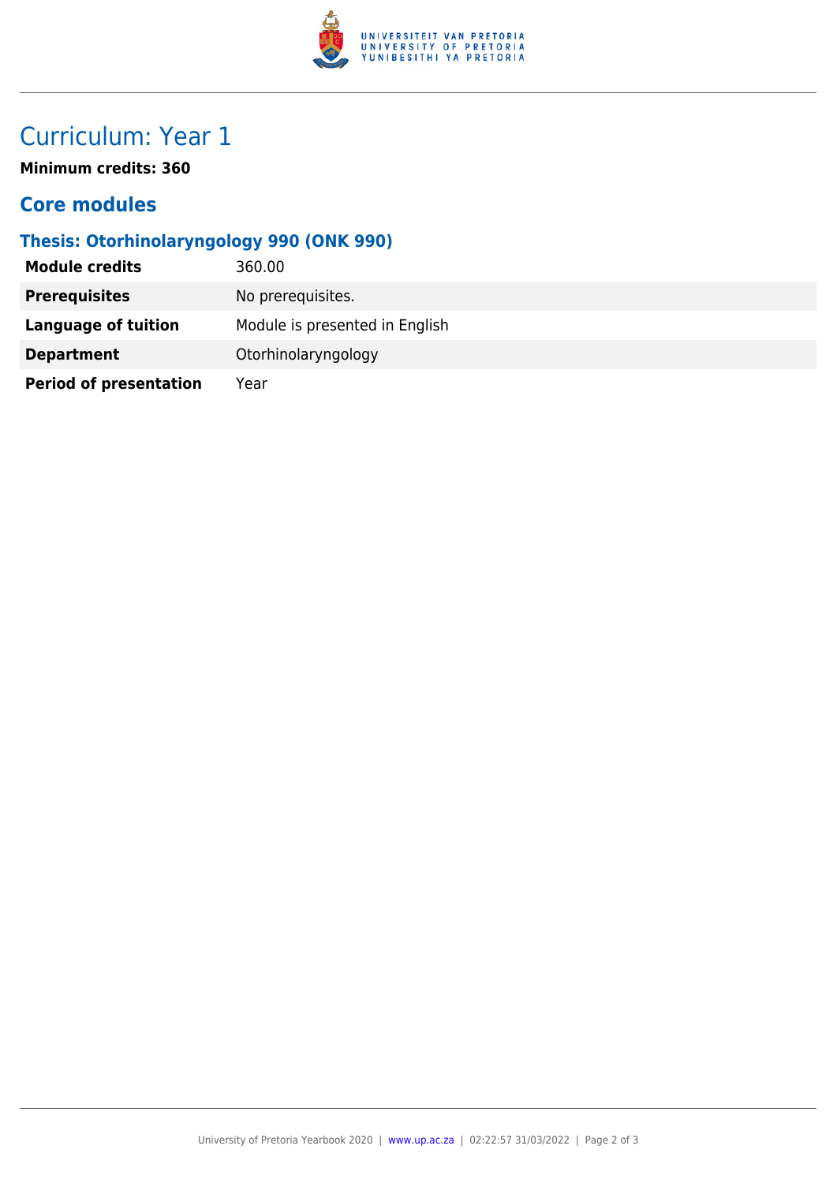# Curriculum: Year 1

**Minimum credits: 360**

## Core modules

### Thesis: Otorhinolaryngology 990 (ONK 990)

| | |
|---|---|
| **Module credits** | 360.00 |
| **Prerequisites** | No prerequisites. |
| **Language of tuition** | Module is presented in English |
| **Department** | Otorhinolaryngology |
| **Period of presentation** | Year |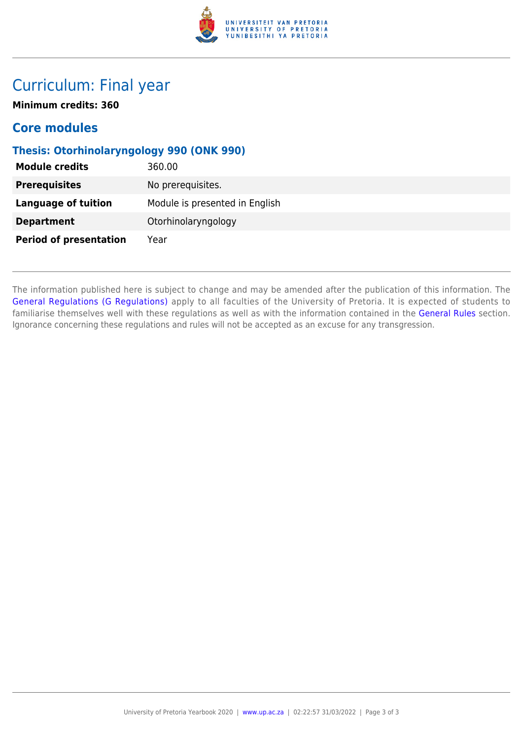# Curriculum: Final year

**Minimum credits: 360**

## Core modules

### Thesis: Otorhinolaryngology 990 (ONK 990)

| | |
|---|---|
| **Module credits** | 360.00 |
| **Prerequisites** | No prerequisites. |
| **Language of tuition** | Module is presented in English |
| **Department** | Otorhinolaryngology |
| **Period of presentation** | Year |

The information published here is subject to change and may be amended after the publication of this information. The General Regulations (G Regulations) apply to all faculties of the University of Pretoria. It is expected of students to familiarise themselves well with these regulations as well as with the information contained in the General Rules section. Ignorance concerning these regulations and rules will not be accepted as an excuse for any transgression.